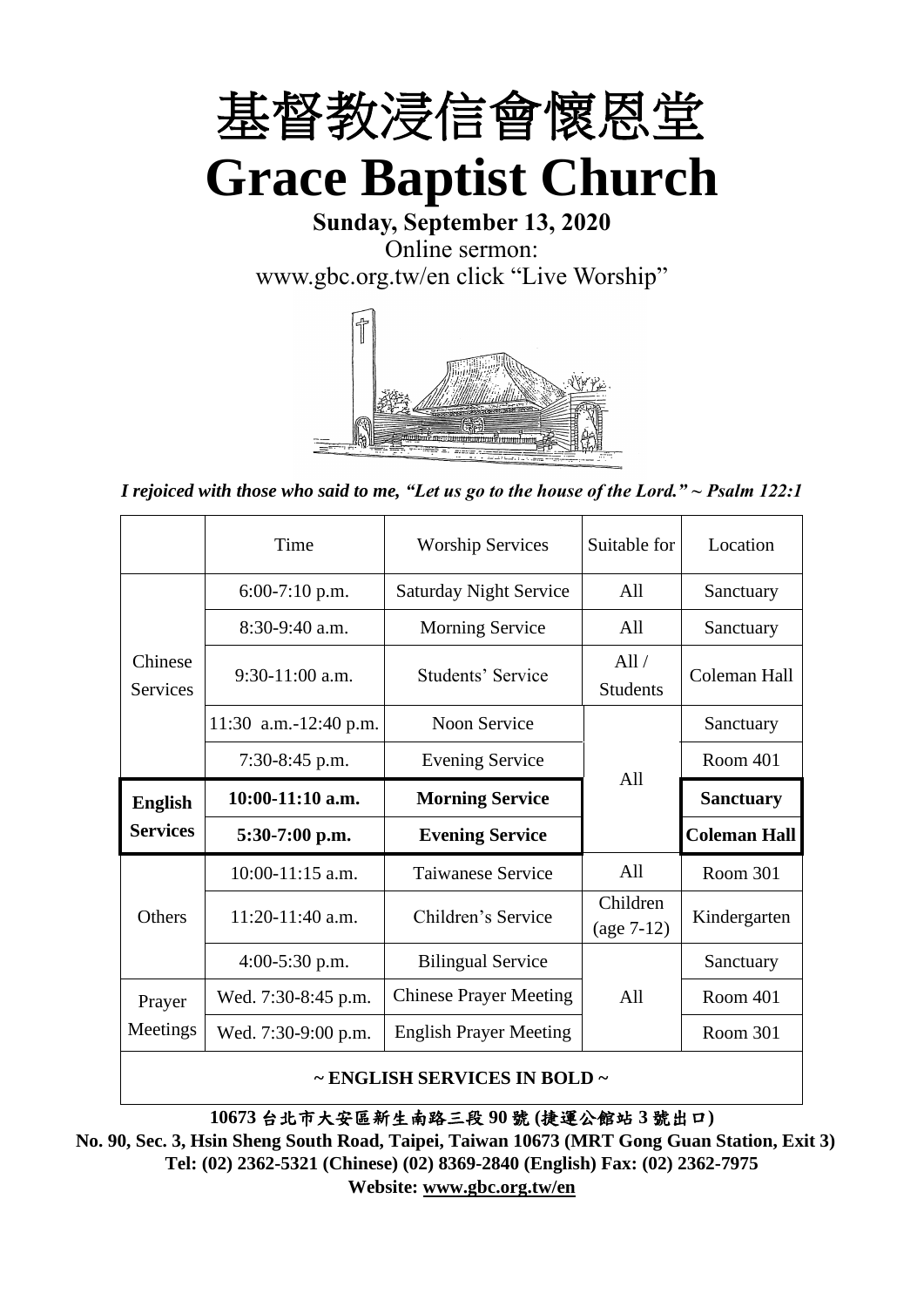# 基督教浸信會懷恩堂

# Grace Baptist Church

**Sunday, September 13, 2020**

Online sermon:

www.gbc.org.tw/en click "Live Worship"

*I rejoiced with those who said to me, "Let us go to the house of the Lord." ~ Psalm 122:1*

| | Time | Worship Services | Suitable for | Location |
|---|---|---|---|---|
| Chinese Services | 6:00-7:10 p.m. | Saturday Night Service | All | Sanctuary |
| | 8:30-9:40 a.m. | Morning Service | All | Sanctuary |
| | 9:30-11:00 a.m. | Students' Service | All / Students | Coleman Hall |
| | 11:30 a.m.-12:40 p.m. | Noon Service | All | Sanctuary |
| | 7:30-8:45 p.m. | Evening Service | | Room 401 |
| **English Services** | **10:00-11:10 a.m.** | **Morning Service** | | **Sanctuary** |
| | **5:30-7:00 p.m.** | **Evening Service** | | **Coleman Hall** |
| Others | 10:00-11:15 a.m. | Taiwanese Service | All | Room 301 |
| | 11:20-11:40 a.m. | Children's Service | Children (age 7-12) | Kindergarten |
| | 4:00-5:30 p.m. | Bilingual Service | All | Sanctuary |
| Prayer Meetings | Wed. 7:30-8:45 p.m. | Chinese Prayer Meeting | | Room 401 |
| | Wed. 7:30-9:00 p.m. | English Prayer Meeting | | Room 301 |

**~ ENGLISH SERVICES IN BOLD ~**

**10673 台北市大安區新生南路三段 90 號 (捷運公館站 3 號出口)**

**No. 90, Sec. 3, Hsin Sheng South Road, Taipei, Taiwan 10673 (MRT Gong Guan Station, Exit 3)**

**Tel: (02) 2362-5321 (Chinese) (02) 8369-2840 (English) Fax: (02) 2362-7975**

**Website: www.gbc.org.tw/en**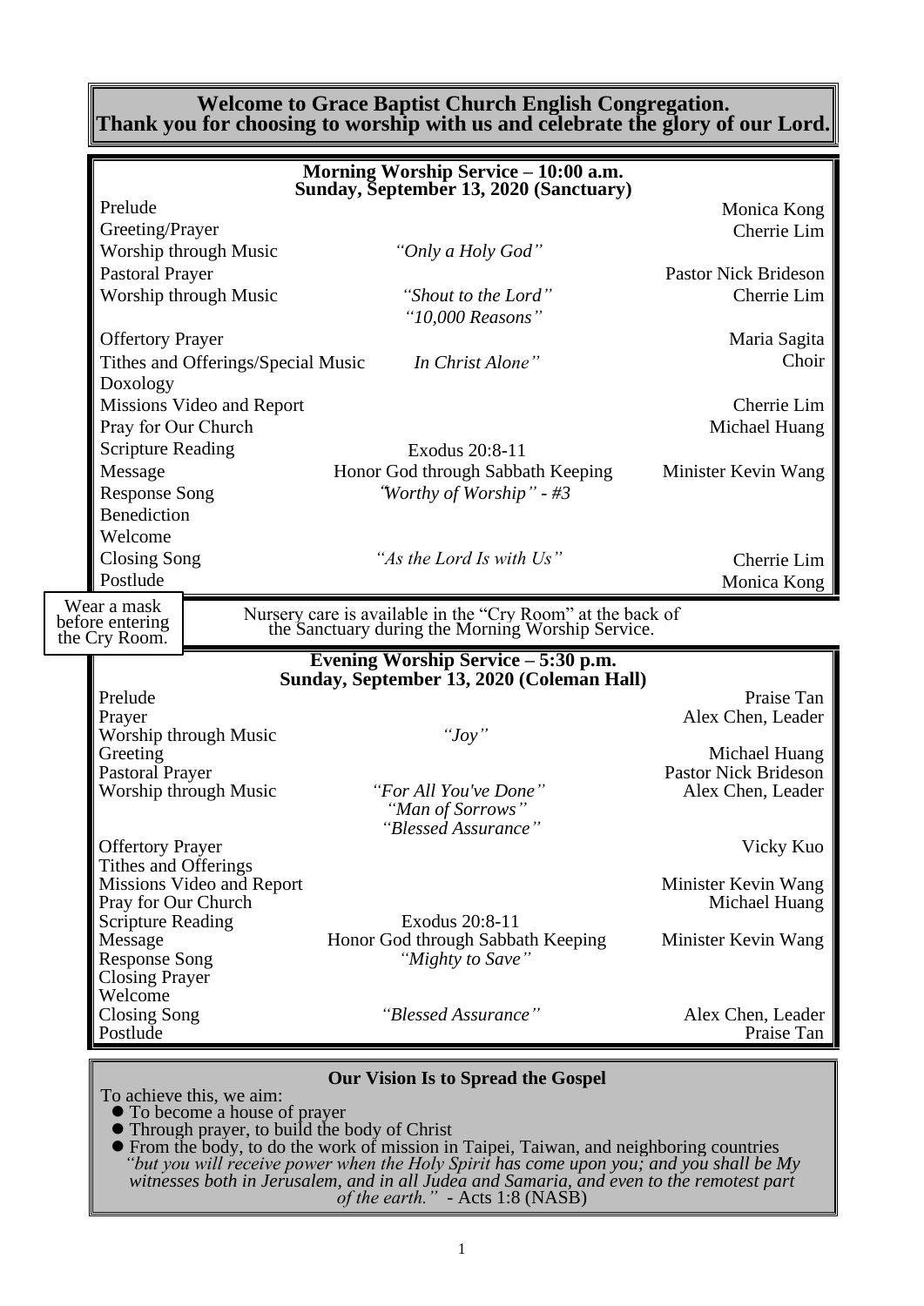**Welcome to Grace Baptist Church English Congregation.**
**Thank you for choosing to worship with us and celebrate the glory of our Lord.**

## Morning Worship Service – 10:00 a.m.
**Sunday, September 13, 2020 (Sanctuary)**

| | | |
|---|---|---|
| Prelude | | Monica Kong |
| Greeting/Prayer | | Cherrie Lim |
| Worship through Music | *"Only a Holy God"* | |
| Pastoral Prayer | | Pastor Nick Brideson |
| Worship through Music | *"Shout to the Lord"* | Cherrie Lim |
| | *"10,000 Reasons"* | |
| Offertory Prayer | | Maria Sagita |
| Tithes and Offerings/Special Music | *In Christ Alone"* | Choir |
| Doxology | | |
| Missions Video and Report | | Cherrie Lim |
| Pray for Our Church | | Michael Huang |
| Scripture Reading | Exodus 20:8-11 | |
| Message | Honor God through Sabbath Keeping | Minister Kevin Wang |
| Response Song | *"Worthy of Worship" - #3* | |
| Benediction | | |
| Welcome | | |
| Closing Song | *"As the Lord Is with Us"* | Cherrie Lim |
| Postlude | | Monica Kong |

Wear a mask before entering the Cry Room.

Nursery care is available in the "Cry Room" at the back of the Sanctuary during the Morning Worship Service.

## Evening Worship Service – 5:30 p.m.
**Sunday, September 13, 2020 (Coleman Hall)**

| | | |
|---|---|---|
| Prelude | | Praise Tan |
| Prayer | | Alex Chen, Leader |
| Worship through Music | *"Joy"* | |
| Greeting | | Michael Huang |
| Pastoral Prayer | | Pastor Nick Brideson |
| Worship through Music | *"For All You've Done"* | Alex Chen, Leader |
| | *"Man of Sorrows"* | |
| | *"Blessed Assurance"* | |
| Offertory Prayer | | Vicky Kuo |
| Tithes and Offerings | | |
| Missions Video and Report | | Minister Kevin Wang |
| Pray for Our Church | | Michael Huang |
| Scripture Reading | Exodus 20:8-11 | |
| Message | Honor God through Sabbath Keeping | Minister Kevin Wang |
| Response Song | *"Mighty to Save"* | |
| Closing Prayer | | |
| Welcome | | |
| Closing Song | *"Blessed Assurance"* | Alex Chen, Leader |
| Postlude | | Praise Tan |

## Our Vision Is to Spread the Gospel

To achieve this, we aim:

- To become a house of prayer
- Through prayer, to build the body of Christ
- From the body, to do the work of mission in Taipei, Taiwan, and neighboring countries

*"but you will receive power when the Holy Spirit has come upon you; and you shall be My witnesses both in Jerusalem, and in all Judea and Samaria, and even to the remotest part of the earth."* - Acts 1:8 (NASB)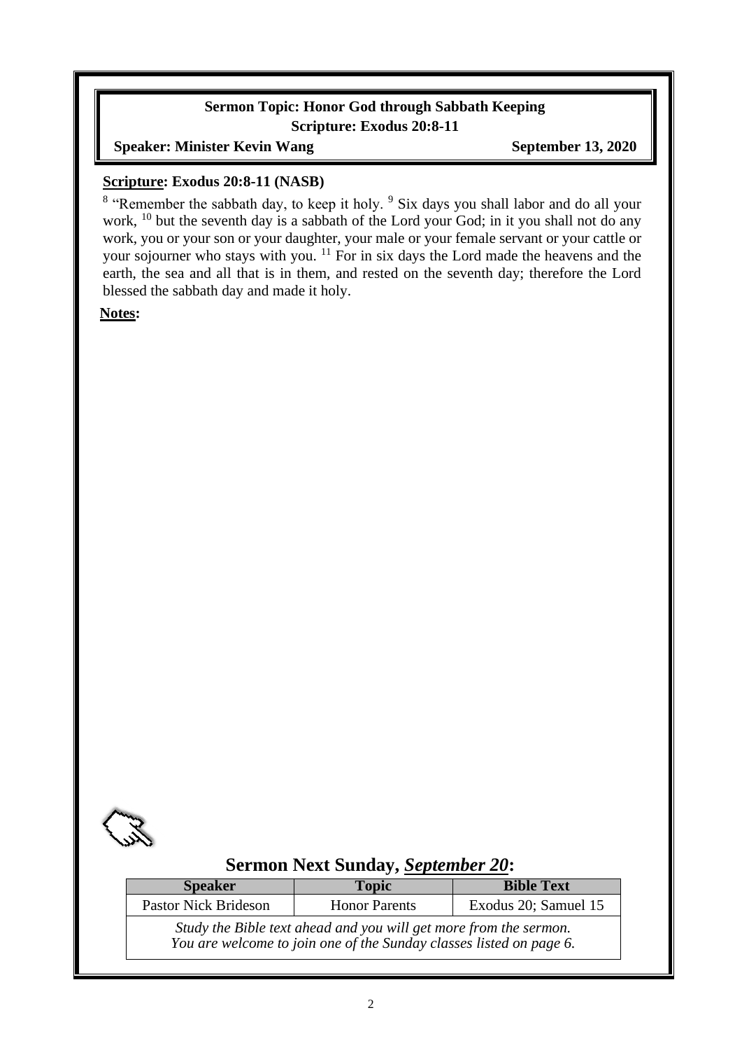**Sermon Topic: Honor God through Sabbath Keeping**

**Scripture: Exodus 20:8-11**

**Speaker: Minister Kevin Wang** — **September 13, 2020**

**Scripture: Exodus 20:8-11 (NASB)**

[8] "Remember the sabbath day, to keep it holy. [9] Six days you shall labor and do all your work, [10] but the seventh day is a sabbath of the Lord your God; in it you shall not do any work, you or your son or your daughter, your male or your female servant or your cattle or your sojourner who stays with you. [11] For in six days the Lord made the heavens and the earth, the sea and all that is in them, and rested on the seventh day; therefore the Lord blessed the sabbath day and made it holy.

**Notes:**

## Sermon Next Sunday, *September 20*:

| Speaker | Topic | Bible Text |
| --- | --- | --- |
| Pastor Nick Brideson | Honor Parents | Exodus 20; Samuel 15 |

*Study the Bible text ahead and you will get more from the sermon. You are welcome to join one of the Sunday classes listed on page 6.*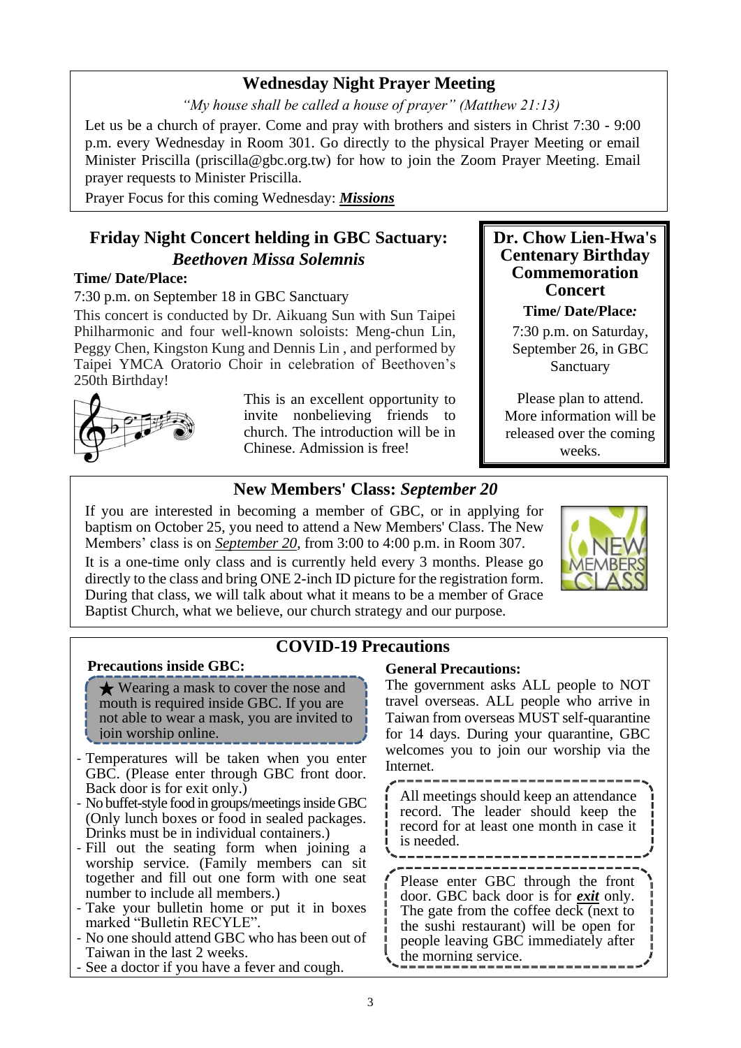## Wednesday Night Prayer Meeting

*"My house shall be called a house of prayer" (Matthew 21:13)*

Let us be a church of prayer. Come and pray with brothers and sisters in Christ 7:30 - 9:00 p.m. every Wednesday in Room 301. Go directly to the physical Prayer Meeting or email Minister Priscilla (priscilla@gbc.org.tw) for how to join the Zoom Prayer Meeting. Email prayer requests to Minister Priscilla.

Prayer Focus for this coming Wednesday: ***Missions***

## Friday Night Concert helding in GBC Sactuary: *Beethoven Missa Solemnis*

**Time/ Date/Place:**

7:30 p.m. on September 18 in GBC Sanctuary

This concert is conducted by Dr. Aikuang Sun with Sun Taipei Philharmonic and four well-known soloists: Meng-chun Lin, Peggy Chen, Kingston Kung and Dennis Lin , and performed by Taipei YMCA Oratorio Choir in celebration of Beethoven's 250th Birthday!

This is an excellent opportunity to invite nonbelieving friends to church. The introduction will be in Chinese. Admission is free!

## Dr. Chow Lien-Hwa's Centenary Birthday Commemoration Concert

**Time/ Date/Place:**

7:30 p.m. on Saturday, September 26, in GBC Sanctuary

Please plan to attend. More information will be released over the coming weeks.

## New Members' Class: *September 20*

If you are interested in becoming a member of GBC, or in applying for baptism on October 25, you need to attend a New Members' Class. The New Members' class is on *September 20*, from 3:00 to 4:00 p.m. in Room 307.

It is a one-time only class and is currently held every 3 months. Please go directly to the class and bring ONE 2-inch ID picture for the registration form. During that class, we will talk about what it means to be a member of Grace Baptist Church, what we believe, our church strategy and our purpose.

## COVID-19 Precautions

**Precautions inside GBC:**

★ Wearing a mask to cover the nose and mouth is required inside GBC. If you are not able to wear a mask, you are invited to join worship online.

- Temperatures will be taken when you enter GBC. (Please enter through GBC front door. Back door is for exit only.)
- No buffet-style food in groups/meetings inside GBC (Only lunch boxes or food in sealed packages. Drinks must be in individual containers.)
- Fill out the seating form when joining a worship service. (Family members can sit together and fill out one form with one seat number to include all members.)
- Take your bulletin home or put it in boxes marked "Bulletin RECYLE".
- No one should attend GBC who has been out of Taiwan in the last 2 weeks.
- See a doctor if you have a fever and cough.

**General Precautions:**

The government asks ALL people to NOT travel overseas. ALL people who arrive in Taiwan from overseas MUST self-quarantine for 14 days. During your quarantine, GBC welcomes you to join our worship via the Internet.

All meetings should keep an attendance record. The leader should keep the record for at least one month in case it is needed.

Please enter GBC through the front door. GBC back door is for ***exit*** only. The gate from the coffee deck (next to the sushi restaurant) will be open for people leaving GBC immediately after the morning service.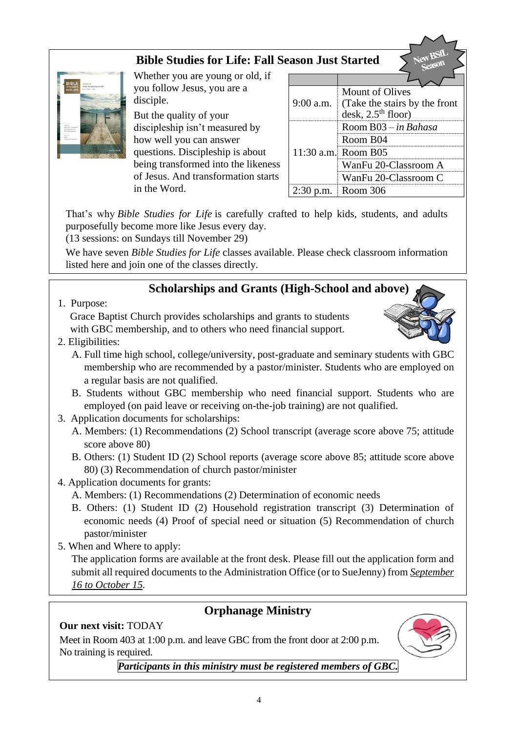## Bible Studies for Life: Fall Season Just Started

New BSfL Season

Whether you are young or old, if you follow Jesus, you are a disciple.

But the quality of your discipleship isn't measured by how well you can answer questions. Discipleship is about being transformed into the likeness of Jesus. And transformation starts in the Word.

| | |
|---|---|
| 9:00 a.m. | Mount of Olives (Take the stairs by the front desk, 2.5th floor) |
| 11:30 a.m. | Room B03 – *in Bahasa* |
| | Room B04 |
| | Room B05 |
| | WanFu 20-Classroom A |
| | WanFu 20-Classroom C |
| 2:30 p.m. | Room 306 |

That's why *Bible Studies for Life* is carefully crafted to help kids, students, and adults purposefully become more like Jesus every day.
(13 sessions: on Sundays till November 29)

We have seven *Bible Studies for Life* classes available. Please check classroom information listed here and join one of the classes directly.

## Scholarships and Grants (High-School and above)

1. Purpose:
   Grace Baptist Church provides scholarships and grants to students with GBC membership, and to others who need financial support.
2. Eligibilities:
   A. Full time high school, college/university, post-graduate and seminary students with GBC membership who are recommended by a pastor/minister. Students who are employed on a regular basis are not qualified.
   B. Students without GBC membership who need financial support. Students who are employed (on paid leave or receiving on-the-job training) are not qualified.
3. Application documents for scholarships:
   A. Members: (1) Recommendations (2) School transcript (average score above 75; attitude score above 80)
   B. Others: (1) Student ID (2) School reports (average score above 85; attitude score above 80) (3) Recommendation of church pastor/minister
4. Application documents for grants:
   A. Members: (1) Recommendations (2) Determination of economic needs
   B. Others: (1) Student ID (2) Household registration transcript (3) Determination of economic needs (4) Proof of special need or situation (5) Recommendation of church pastor/minister
5. When and Where to apply:
   The application forms are available at the front desk. Please fill out the application form and submit all required documents to the Administration Office (or to SueJenny) from *September 16 to October 15*.

## Orphanage Ministry

**Our next visit:** TODAY

Meet in Room 403 at 1:00 p.m. and leave GBC from the front door at 2:00 p.m.
No training is required.

***Participants in this ministry must be registered members of GBC.***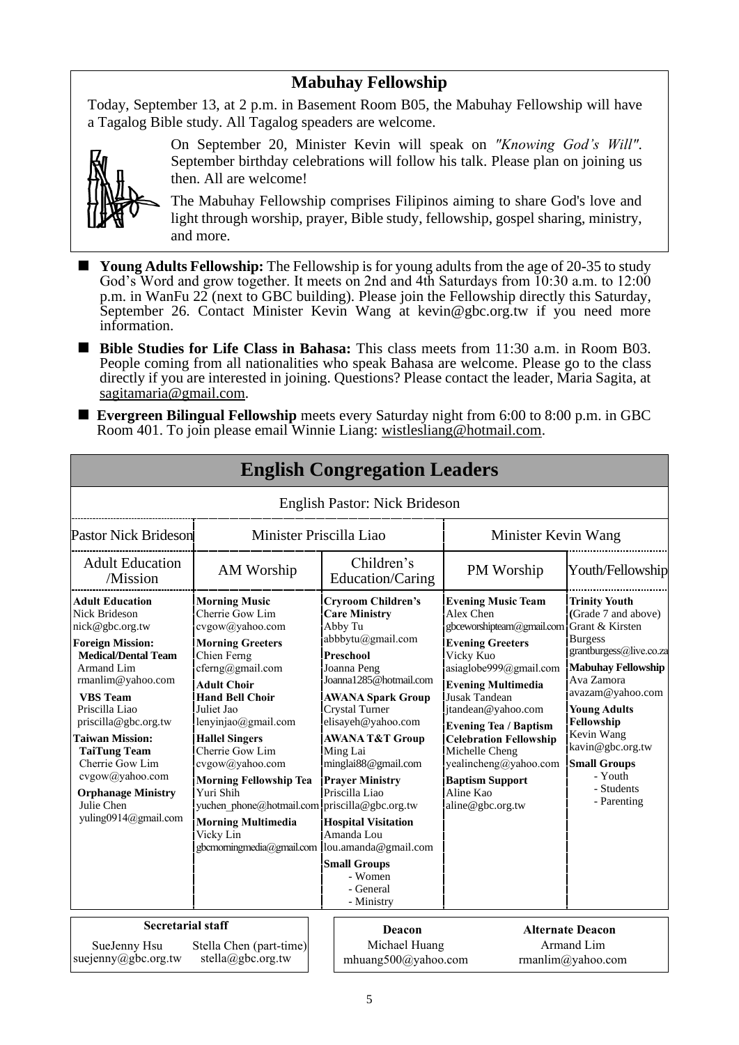## Mabuhay Fellowship

Today, September 13, at 2 p.m. in Basement Room B05, the Mabuhay Fellowship will have a Tagalog Bible study. All Tagalog speaders are welcome.

On September 20, Minister Kevin will speak on *"Knowing God's Will"*. September birthday celebrations will follow his talk. Please plan on joining us then. All are welcome!

The Mabuhay Fellowship comprises Filipinos aiming to share God's love and light through worship, prayer, Bible study, fellowship, gospel sharing, ministry, and more.

- **Young Adults Fellowship:** The Fellowship is for young adults from the age of 20-35 to study God's Word and grow together. It meets on 2nd and 4th Saturdays from 10:30 a.m. to 12:00 p.m. in WanFu 22 (next to GBC building). Please join the Fellowship directly this Saturday, September 26. Contact Minister Kevin Wang at kevin@gbc.org.tw if you need more information.
- **Bible Studies for Life Class in Bahasa:** This class meets from 11:30 a.m. in Room B03. People coming from all nationalities who speak Bahasa are welcome. Please go to the class directly if you are interested in joining. Questions? Please contact the leader, Maria Sagita, at sagitamaria@gmail.com.
- **Evergreen Bilingual Fellowship** meets every Saturday night from 6:00 to 8:00 p.m. in GBC Room 401. To join please email Winnie Liang: wistlesliang@hotmail.com.

## English Congregation Leaders

English Pastor: Nick Brideson

| Pastor Nick Brideson | Minister Priscilla Liao | | Minister Kevin Wang | |
|---|---|---|---|---|
| Adult Education /Mission | AM Worship | Children's Education/Caring | PM Worship | Youth/Fellowship |
| **Adult Education**<br>Nick Brideson<br>nick@gbc.org.tw<br>**Foreign Mission:**<br>**Medical/Dental Team**<br>Armand Lim<br>rmanlim@yahoo.com<br>**VBS Team**<br>Priscilla Liao<br>priscilla@gbc.org.tw<br>**Taiwan Mission:**<br>**TaiTung Team**<br>Cherrie Gow Lim<br>cvgow@yahoo.com<br>**Orphanage Ministry**<br>Julie Chen<br>yuling0914@gmail.com | **Morning Music**<br>Cherrie Gow Lim<br>cvgow@yahoo.com<br>**Morning Greeters**<br>Chien Ferng<br>cferng@gmail.com<br>**Adult Choir**<br>**Hand Bell Choir**<br>Juliet Jao<br>lenyinjao@gmail.com<br>**Hallel Singers**<br>Cherrie Gow Lim<br>cvgow@yahoo.com<br>**Morning Fellowship Tea**<br>Yuri Shih<br>yuchen_phone@hotmail.com<br>**Morning Multimedia**<br>Vicky Lin<br>gbcmorningmedia@gmail.com | **Cryroom Children's Care Ministry**<br>Abby Tu<br>abbbytu@gmail.com<br>**Preschool**<br>Joanna Peng<br>Joanna1285@hotmail.com<br>**AWANA Spark Group**<br>Crystal Turner<br>elisayeh@yahoo.com<br>**AWANA T&T Group**<br>Ming Lai<br>minglai88@gmail.com<br>**Prayer Ministry**<br>Priscilla Liao<br>priscilla@gbc.org.tw<br>**Hospital Visitation**<br>Amanda Lou<br>lou.amanda@gmail.com<br>**Small Groups**<br>- Women<br>- General<br>- Ministry | **Evening Music Team**<br>Alex Chen<br>gbceworshipteam@gmail.com<br>**Evening Greeters**<br>Vicky Kuo<br>asiaglobe999@gmail.com<br>**Evening Multimedia**<br>Jusak Tandean<br>jtandean@yahoo.com<br>**Evening Tea / Baptism Celebration Fellowship**<br>Michelle Cheng<br>yealincheng@yahoo.com<br>**Baptism Support**<br>Aline Kao<br>aline@gbc.org.tw | **Trinity Youth**<br>(Grade 7 and above)<br>Grant & Kirsten Burgess<br>grantburgess@live.co.za<br>**Mabuhay Fellowship**<br>Ava Zamora<br>avazam@yahoo.com<br>**Young Adults Fellowship**<br>Kevin Wang<br>kavin@gbc.org.tw<br>**Small Groups**<br>- Youth<br>- Students<br>- Parenting |

| Secretarial staff | |
|---|---|
| SueJenny Hsu<br>suejenny@gbc.org.tw | Stella Chen (part-time)<br>stella@gbc.org.tw |

| Deacon | Alternate Deacon |
|---|---|
| Michael Huang<br>mhuang500@yahoo.com | Armand Lim<br>rmanlim@yahoo.com |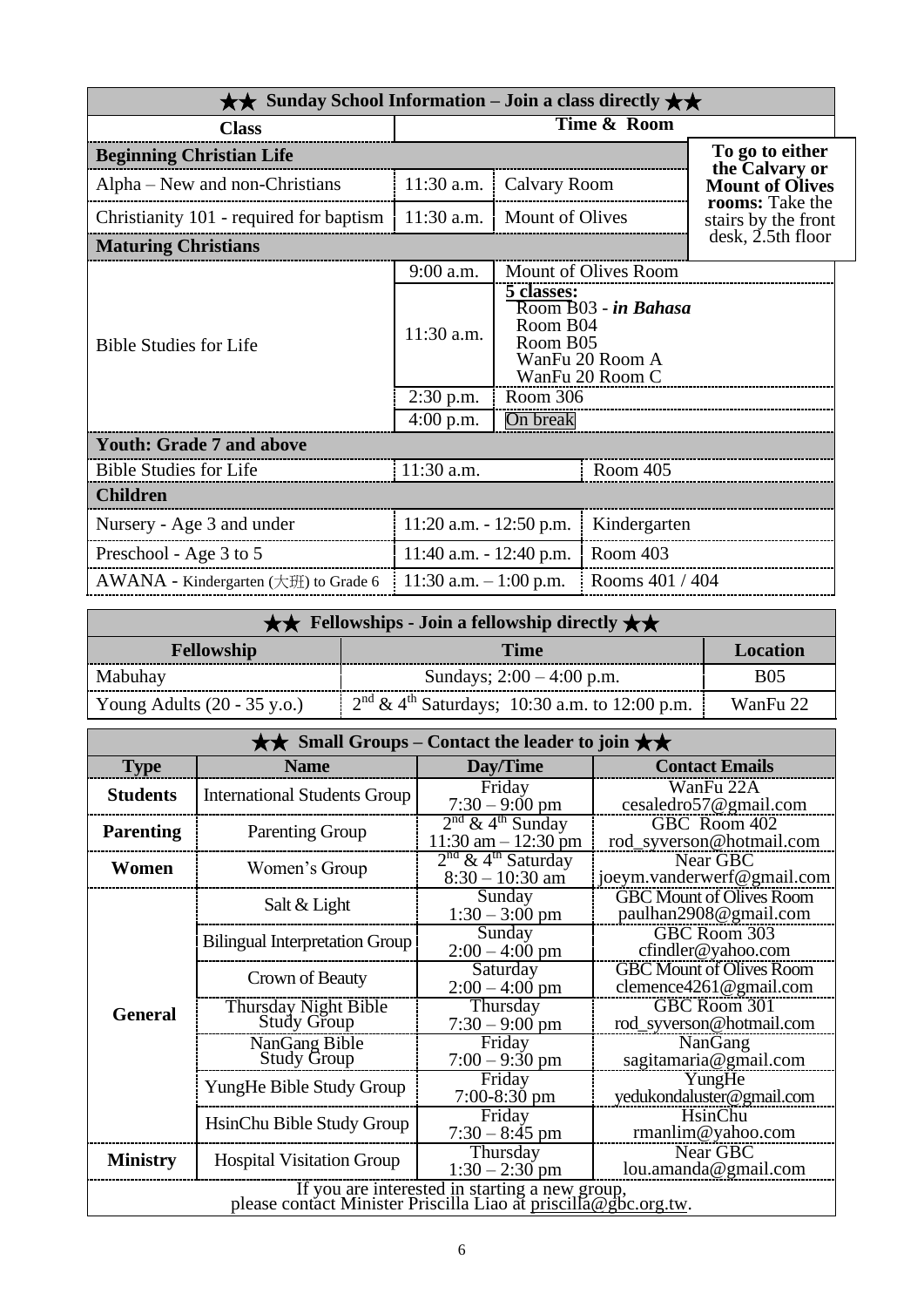## ★★ Sunday School Information – Join a class directly ★★

| Class | Time & Room | | |
|---|---|---|---|
| **Beginning Christian Life** | | | **To go to either the Calvary or Mount of Olives rooms:** Take the stairs by the front desk, 2.5th floor |
| Alpha – New and non-Christians | 11:30 a.m. | Calvary Room | |
| Christianity 101 - required for baptism | 11:30 a.m. | Mount of Olives | |
| **Maturing Christians** | | | |
| Bible Studies for Life | 9:00 a.m. | Mount of Olives Room | |
| | 11:30 a.m. | **5 classes:** Room B03 - ***in Bahasa*** Room B04 Room B05 WanFu 20 Room A WanFu 20 Room C | |
| | 2:30 p.m. | Room 306 | |
| | 4:00 p.m. | On break | |
| **Youth: Grade 7 and above** | | | |
| Bible Studies for Life | 11:30 a.m. | Room 405 | |
| **Children** | | | |
| Nursery - Age 3 and under | 11:20 a.m. - 12:50 p.m. | Kindergarten | |
| Preschool - Age 3 to 5 | 11:40 a.m. - 12:40 p.m. | Room 403 | |
| AWANA - Kindergarten (大班) to Grade 6 | 11:30 a.m. – 1:00 p.m. | Rooms 401 / 404 | |

## ★★ Fellowships - Join a fellowship directly ★★

| Fellowship | Time | Location |
|---|---|---|
| Mabuhay | Sundays; 2:00 – 4:00 p.m. | B05 |
| Young Adults (20 - 35 y.o.) | 2nd & 4th Saturdays; 10:30 a.m. to 12:00 p.m. | WanFu 22 |

## ★★ Small Groups – Contact the leader to join ★★

| Type | Name | Day/Time | Contact Emails |
|---|---|---|---|
| **Students** | International Students Group | Friday 7:30 – 9:00 pm | WanFu 22A cesaledro57@gmail.com |
| **Parenting** | Parenting Group | 2nd & 4th Sunday 11:30 am – 12:30 pm | GBC Room 402 rod_syverson@hotmail.com |
| **Women** | Women's Group | 2nd & 4th Saturday 8:30 – 10:30 am | Near GBC joeym.vanderwerf@gmail.com |
| **General** | Salt & Light | Sunday 1:30 – 3:00 pm | GBC Mount of Olives Room paulhan2908@gmail.com |
| | Bilingual Interpretation Group | Sunday 2:00 – 4:00 pm | GBC Room 303 cfindler@yahoo.com |
| | Crown of Beauty | Saturday 2:00 – 4:00 pm | GBC Mount of Olives Room clemence4261@gmail.com |
| | Thursday Night Bible Study Group | Thursday 7:30 – 9:00 pm | GBC Room 301 rod_syverson@hotmail.com |
| | NanGang Bible Study Group | Friday 7:00 – 9:30 pm | NanGang sagitamaria@gmail.com |
| | YungHe Bible Study Group | Friday 7:00-8:30 pm | YungHe yedukondaluster@gmail.com |
| | HsinChu Bible Study Group | Friday 7:30 – 8:45 pm | HsinChu rmanlim@yahoo.com |
| **Ministry** | Hospital Visitation Group | Thursday 1:30 – 2:30 pm | Near GBC lou.amanda@gmail.com |

If you are interested in starting a new group, please contact Minister Priscilla Liao at priscilla@gbc.org.tw.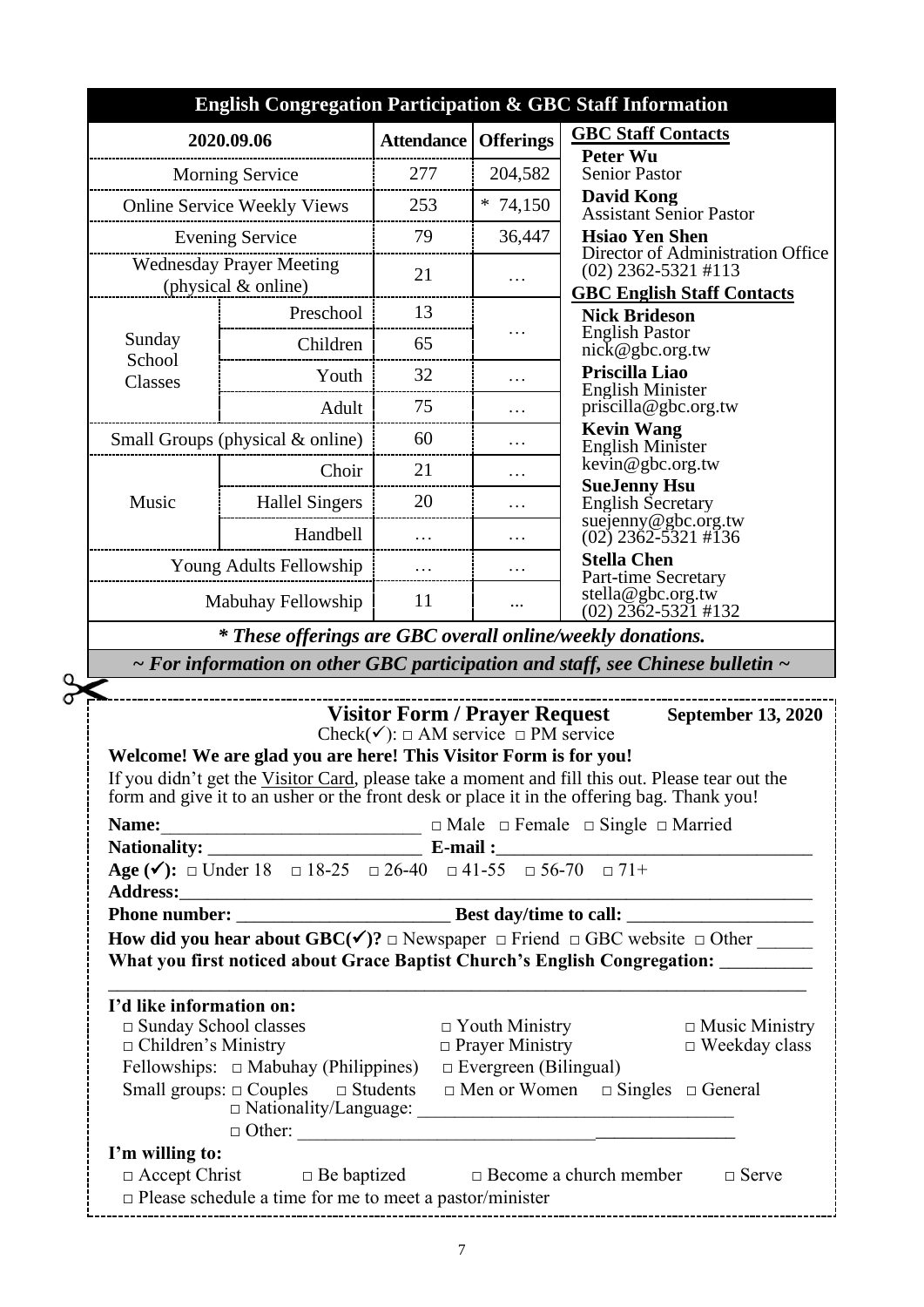## English Congregation Participation & GBC Staff Information

| 2020.09.06 | | Attendance | Offerings |
|---|---|---|---|
| Morning Service | | 277 | 204,582 |
| Online Service Weekly Views | | 253 | * 74,150 |
| Evening Service | | 79 | 36,447 |
| Wednesday Prayer Meeting (physical & online) | | 21 | … |
| Sunday School Classes | Preschool | 13 | … |
| | Children | 65 | |
| | Youth | 32 | … |
| | Adult | 75 | … |
| Small Groups (physical & online) | | 60 | … |
| Music | Choir | 21 | … |
| | Hallel Singers | 20 | … |
| | Handbell | … | … |
| Young Adults Fellowship | | … | … |
| Mabuhay Fellowship | | 11 | ... |

**GBC Staff Contacts**

**Peter Wu**
Senior Pastor

**David Kong**
Assistant Senior Pastor

**Hsiao Yen Shen**
Director of Administration Office
(02) 2362-5321 #113

**GBC English Staff Contacts**

**Nick Brideson**
English Pastor
nick@gbc.org.tw

**Priscilla Liao**
English Minister
priscilla@gbc.org.tw

**Kevin Wang**
English Minister
kevin@gbc.org.tw

**SueJenny Hsu**
English Secretary
suejenny@gbc.org.tw
(02) 2362-5321 #136

**Stella Chen**
Part-time Secretary
stella@gbc.org.tw
(02) 2362-5321 #132

***\* These offerings are GBC overall online/weekly donations.***

***~ For information on other GBC participation and staff, see Chinese bulletin ~***

---

### Visitor Form / Prayer Request — September 13, 2020

Check(✓): □ AM service □ PM service

**Welcome! We are glad you are here! This Visitor Form is for you!**

If you didn't get the Visitor Card, please take a moment and fill this out. Please tear out the form and give it to an usher or the front desk or place it in the offering bag. Thank you!

**Name:**____________________________ □ Male □ Female □ Single □ Married

**Nationality:** _______________________ **E-mail :**________________________________

**Age (✓):** □ Under 18 □ 18-25 □ 26-40 □ 41-55 □ 56-70 □ 71+

**Address:**______________________________________________________________

**Phone number:** ______________________ **Best day/time to call:** ___________________

**How did you hear about GBC(✓)?** □ Newspaper □ Friend □ GBC website □ Other ______

**What you first noticed about Grace Baptist Church's English Congregation:** __________

_____________________________________________________________________________

**I'd like information on:**

□ Sunday School classes □ Youth Ministry □ Music Ministry
□ Children's Ministry □ Prayer Ministry □ Weekday class
Fellowships: □ Mabuhay (Philippines) □ Evergreen (Bilingual)
Small groups: □ Couples □ Students □ Men or Women □ Singles □ General
□ Nationality/Language: __________________________________
□ Other: _______________________________________________

**I'm willing to:**

□ Accept Christ □ Be baptized □ Become a church member □ Serve
□ Please schedule a time for me to meet a pastor/minister